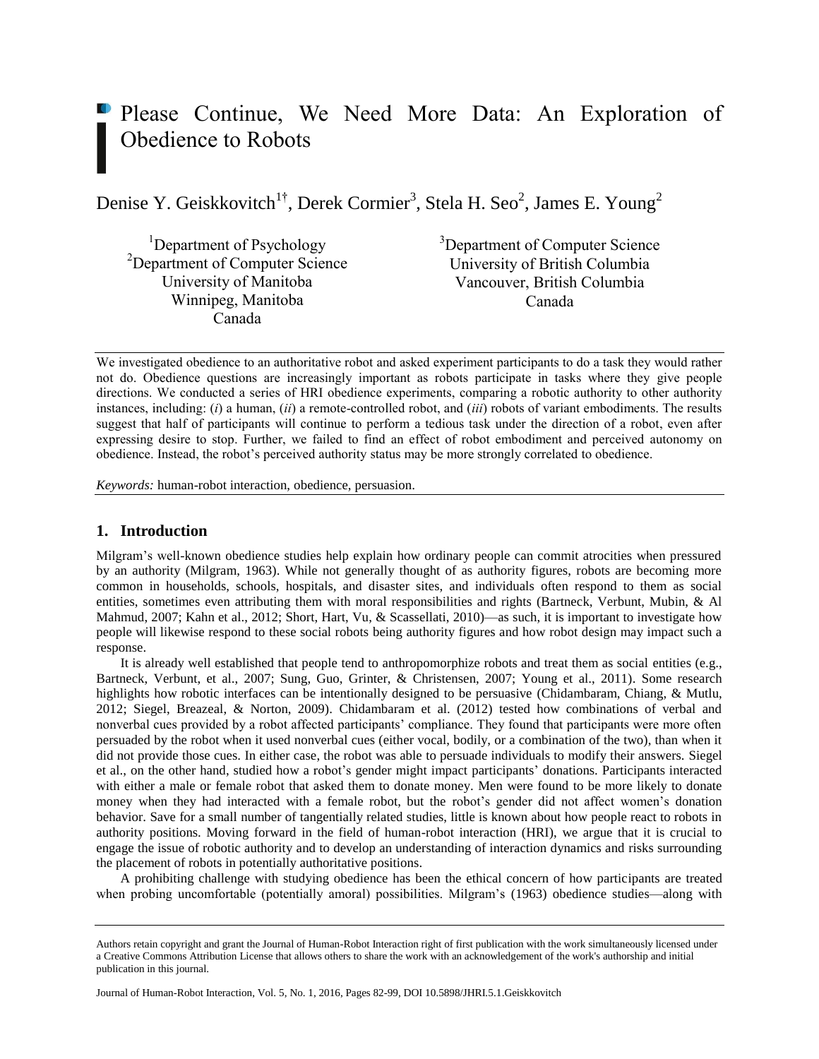# Please Continue, We Need More Data: An Exploration of Obedience to Robots

Denise Y. Geiskkovitch[1†], Derek Cormier[3], Stela H. Seo[2], James E. Young[2]

[1]Department of Psychology
[2]Department of Computer Science
University of Manitoba
Winnipeg, Manitoba
Canada

[3]Department of Computer Science
University of British Columbia
Vancouver, British Columbia
Canada

We investigated obedience to an authoritative robot and asked experiment participants to do a task they would rather not do. Obedience questions are increasingly important as robots participate in tasks where they give people directions. We conducted a series of HRI obedience experiments, comparing a robotic authority to other authority instances, including: (*i*) a human, (*ii*) a remote-controlled robot, and (*iii*) robots of variant embodiments. The results suggest that half of participants will continue to perform a tedious task under the direction of a robot, even after expressing desire to stop. Further, we failed to find an effect of robot embodiment and perceived autonomy on obedience. Instead, the robot's perceived authority status may be more strongly correlated to obedience.

*Keywords:* human-robot interaction, obedience, persuasion.

## 1. Introduction

Milgram's well-known obedience studies help explain how ordinary people can commit atrocities when pressured by an authority (Milgram, 1963). While not generally thought of as authority figures, robots are becoming more common in households, schools, hospitals, and disaster sites, and individuals often respond to them as social entities, sometimes even attributing them with moral responsibilities and rights (Bartneck, Verbunt, Mubin, & Al Mahmud, 2007; Kahn et al., 2012; Short, Hart, Vu, & Scassellati, 2010)—as such, it is important to investigate how people will likewise respond to these social robots being authority figures and how robot design may impact such a response.

It is already well established that people tend to anthropomorphize robots and treat them as social entities (e.g., Bartneck, Verbunt, et al., 2007; Sung, Guo, Grinter, & Christensen, 2007; Young et al., 2011). Some research highlights how robotic interfaces can be intentionally designed to be persuasive (Chidambaram, Chiang, & Mutlu, 2012; Siegel, Breazeal, & Norton, 2009). Chidambaram et al. (2012) tested how combinations of verbal and nonverbal cues provided by a robot affected participants' compliance. They found that participants were more often persuaded by the robot when it used nonverbal cues (either vocal, bodily, or a combination of the two), than when it did not provide those cues. In either case, the robot was able to persuade individuals to modify their answers. Siegel et al., on the other hand, studied how a robot's gender might impact participants' donations. Participants interacted with either a male or female robot that asked them to donate money. Men were found to be more likely to donate money when they had interacted with a female robot, but the robot's gender did not affect women's donation behavior. Save for a small number of tangentially related studies, little is known about how people react to robots in authority positions. Moving forward in the field of human-robot interaction (HRI), we argue that it is crucial to engage the issue of robotic authority and to develop an understanding of interaction dynamics and risks surrounding the placement of robots in potentially authoritative positions.

A prohibiting challenge with studying obedience has been the ethical concern of how participants are treated when probing uncomfortable (potentially amoral) possibilities. Milgram's (1963) obedience studies—along with

Authors retain copyright and grant the Journal of Human-Robot Interaction right of first publication with the work simultaneously licensed under a Creative Commons Attribution License that allows others to share the work with an acknowledgement of the work's authorship and initial publication in this journal.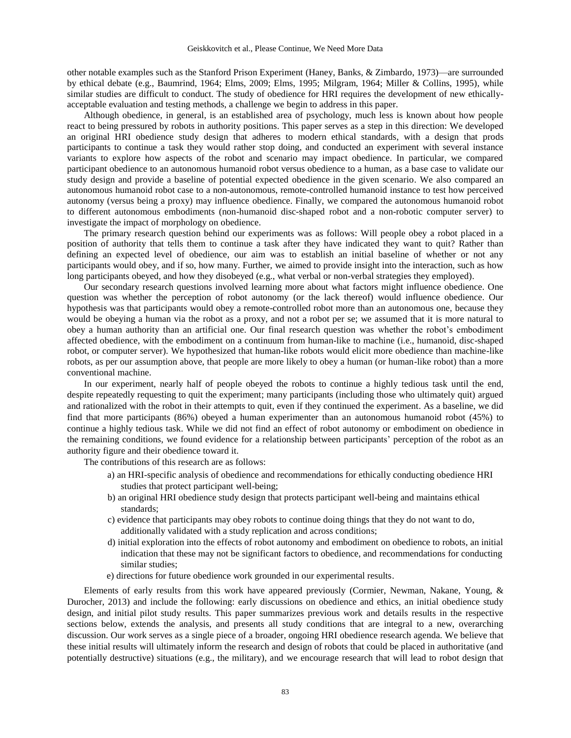other notable examples such as the Stanford Prison Experiment (Haney, Banks, & Zimbardo, 1973)—are surrounded by ethical debate (e.g., Baumrind, 1964; Elms, 2009; Elms, 1995; Milgram, 1964; Miller & Collins, 1995), while similar studies are difficult to conduct. The study of obedience for HRI requires the development of new ethically-acceptable evaluation and testing methods, a challenge we begin to address in this paper.

Although obedience, in general, is an established area of psychology, much less is known about how people react to being pressured by robots in authority positions. This paper serves as a step in this direction: We developed an original HRI obedience study design that adheres to modern ethical standards, with a design that prods participants to continue a task they would rather stop doing, and conducted an experiment with several instance variants to explore how aspects of the robot and scenario may impact obedience. In particular, we compared participant obedience to an autonomous humanoid robot versus obedience to a human, as a base case to validate our study design and provide a baseline of potential expected obedience in the given scenario. We also compared an autonomous humanoid robot case to a non-autonomous, remote-controlled humanoid instance to test how perceived autonomy (versus being a proxy) may influence obedience. Finally, we compared the autonomous humanoid robot to different autonomous embodiments (non-humanoid disc-shaped robot and a non-robotic computer server) to investigate the impact of morphology on obedience.

The primary research question behind our experiments was as follows: Will people obey a robot placed in a position of authority that tells them to continue a task after they have indicated they want to quit? Rather than defining an expected level of obedience, our aim was to establish an initial baseline of whether or not any participants would obey, and if so, how many. Further, we aimed to provide insight into the interaction, such as how long participants obeyed, and how they disobeyed (e.g., what verbal or non-verbal strategies they employed).

Our secondary research questions involved learning more about what factors might influence obedience. One question was whether the perception of robot autonomy (or the lack thereof) would influence obedience. Our hypothesis was that participants would obey a remote-controlled robot more than an autonomous one, because they would be obeying a human via the robot as a proxy, and not a robot per se; we assumed that it is more natural to obey a human authority than an artificial one. Our final research question was whether the robot's embodiment affected obedience, with the embodiment on a continuum from human-like to machine (i.e., humanoid, disc-shaped robot, or computer server). We hypothesized that human-like robots would elicit more obedience than machine-like robots, as per our assumption above, that people are more likely to obey a human (or human-like robot) than a more conventional machine.

In our experiment, nearly half of people obeyed the robots to continue a highly tedious task until the end, despite repeatedly requesting to quit the experiment; many participants (including those who ultimately quit) argued and rationalized with the robot in their attempts to quit, even if they continued the experiment. As a baseline, we did find that more participants (86%) obeyed a human experimenter than an autonomous humanoid robot (45%) to continue a highly tedious task. While we did not find an effect of robot autonomy or embodiment on obedience in the remaining conditions, we found evidence for a relationship between participants' perception of the robot as an authority figure and their obedience toward it.

The contributions of this research are as follows:

a) an HRI-specific analysis of obedience and recommendations for ethically conducting obedience HRI studies that protect participant well-being;
b) an original HRI obedience study design that protects participant well-being and maintains ethical standards;
c) evidence that participants may obey robots to continue doing things that they do not want to do, additionally validated with a study replication and across conditions;
d) initial exploration into the effects of robot autonomy and embodiment on obedience to robots, an initial indication that these may not be significant factors to obedience, and recommendations for conducting similar studies;
e) directions for future obedience work grounded in our experimental results.

Elements of early results from this work have appeared previously (Cormier, Newman, Nakane, Young, & Durocher, 2013) and include the following: early discussions on obedience and ethics, an initial obedience study design, and initial pilot study results. This paper summarizes previous work and details results in the respective sections below, extends the analysis, and presents all study conditions that are integral to a new, overarching discussion. Our work serves as a single piece of a broader, ongoing HRI obedience research agenda. We believe that these initial results will ultimately inform the research and design of robots that could be placed in authoritative (and potentially destructive) situations (e.g., the military), and we encourage research that will lead to robot design that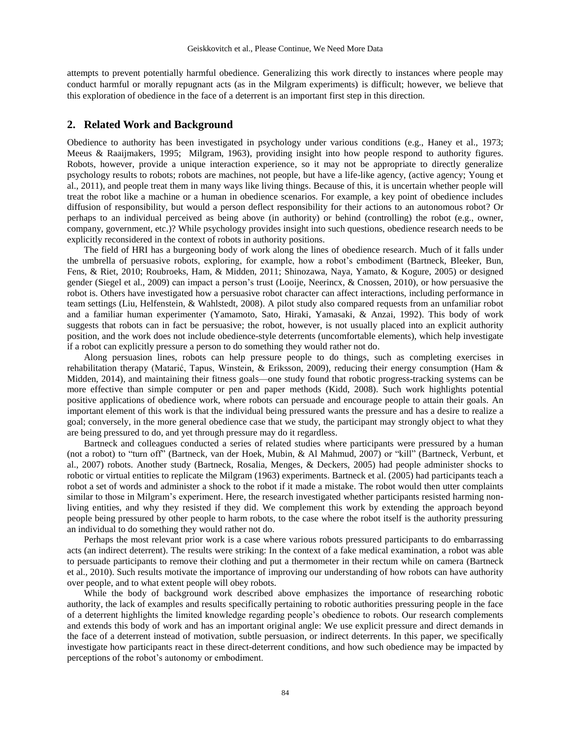attempts to prevent potentially harmful obedience. Generalizing this work directly to instances where people may conduct harmful or morally repugnant acts (as in the Milgram experiments) is difficult; however, we believe that this exploration of obedience in the face of a deterrent is an important first step in this direction.

## 2. Related Work and Background

Obedience to authority has been investigated in psychology under various conditions (e.g., Haney et al., 1973; Meeus & Raaijmakers, 1995; Milgram, 1963), providing insight into how people respond to authority figures. Robots, however, provide a unique interaction experience, so it may not be appropriate to directly generalize psychology results to robots; robots are machines, not people, but have a life-like agency, (active agency; Young et al., 2011), and people treat them in many ways like living things. Because of this, it is uncertain whether people will treat the robot like a machine or a human in obedience scenarios. For example, a key point of obedience includes diffusion of responsibility, but would a person deflect responsibility for their actions to an autonomous robot? Or perhaps to an individual perceived as being above (in authority) or behind (controlling) the robot (e.g., owner, company, government, etc.)? While psychology provides insight into such questions, obedience research needs to be explicitly reconsidered in the context of robots in authority positions.

The field of HRI has a burgeoning body of work along the lines of obedience research. Much of it falls under the umbrella of persuasive robots, exploring, for example, how a robot's embodiment (Bartneck, Bleeker, Bun, Fens, & Riet, 2010; Roubroeks, Ham, & Midden, 2011; Shinozawa, Naya, Yamato, & Kogure, 2005) or designed gender (Siegel et al., 2009) can impact a person's trust (Looije, Neerincx, & Cnossen, 2010), or how persuasive the robot is. Others have investigated how a persuasive robot character can affect interactions, including performance in team settings (Liu, Helfenstein, & Wahlstedt, 2008). A pilot study also compared requests from an unfamiliar robot and a familiar human experimenter (Yamamoto, Sato, Hiraki, Yamasaki, & Anzai, 1992). This body of work suggests that robots can in fact be persuasive; the robot, however, is not usually placed into an explicit authority position, and the work does not include obedience-style deterrents (uncomfortable elements), which help investigate if a robot can explicitly pressure a person to do something they would rather not do.

Along persuasion lines, robots can help pressure people to do things, such as completing exercises in rehabilitation therapy (Matarić, Tapus, Winstein, & Eriksson, 2009), reducing their energy consumption (Ham & Midden, 2014), and maintaining their fitness goals—one study found that robotic progress-tracking systems can be more effective than simple computer or pen and paper methods (Kidd, 2008). Such work highlights potential positive applications of obedience work, where robots can persuade and encourage people to attain their goals. An important element of this work is that the individual being pressured wants the pressure and has a desire to realize a goal; conversely, in the more general obedience case that we study, the participant may strongly object to what they are being pressured to do, and yet through pressure may do it regardless.

Bartneck and colleagues conducted a series of related studies where participants were pressured by a human (not a robot) to "turn off" (Bartneck, van der Hoek, Mubin, & Al Mahmud, 2007) or "kill" (Bartneck, Verbunt, et al., 2007) robots. Another study (Bartneck, Rosalia, Menges, & Deckers, 2005) had people administer shocks to robotic or virtual entities to replicate the Milgram (1963) experiments. Bartneck et al. (2005) had participants teach a robot a set of words and administer a shock to the robot if it made a mistake. The robot would then utter complaints similar to those in Milgram's experiment. Here, the research investigated whether participants resisted harming non-living entities, and why they resisted if they did. We complement this work by extending the approach beyond people being pressured by other people to harm robots, to the case where the robot itself is the authority pressuring an individual to do something they would rather not do.

Perhaps the most relevant prior work is a case where various robots pressured participants to do embarrassing acts (an indirect deterrent). The results were striking: In the context of a fake medical examination, a robot was able to persuade participants to remove their clothing and put a thermometer in their rectum while on camera (Bartneck et al., 2010). Such results motivate the importance of improving our understanding of how robots can have authority over people, and to what extent people will obey robots.

While the body of background work described above emphasizes the importance of researching robotic authority, the lack of examples and results specifically pertaining to robotic authorities pressuring people in the face of a deterrent highlights the limited knowledge regarding people's obedience to robots. Our research complements and extends this body of work and has an important original angle: We use explicit pressure and direct demands in the face of a deterrent instead of motivation, subtle persuasion, or indirect deterrents. In this paper, we specifically investigate how participants react in these direct-deterrent conditions, and how such obedience may be impacted by perceptions of the robot's autonomy or embodiment.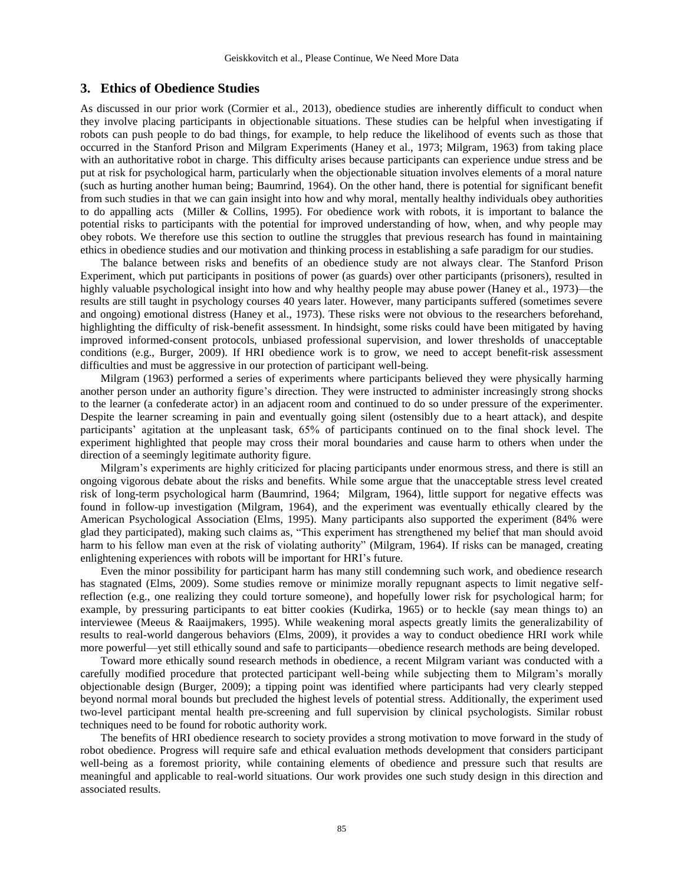## 3. Ethics of Obedience Studies

As discussed in our prior work (Cormier et al., 2013), obedience studies are inherently difficult to conduct when they involve placing participants in objectionable situations. These studies can be helpful when investigating if robots can push people to do bad things, for example, to help reduce the likelihood of events such as those that occurred in the Stanford Prison and Milgram Experiments (Haney et al., 1973; Milgram, 1963) from taking place with an authoritative robot in charge. This difficulty arises because participants can experience undue stress and be put at risk for psychological harm, particularly when the objectionable situation involves elements of a moral nature (such as hurting another human being; Baumrind, 1964). On the other hand, there is potential for significant benefit from such studies in that we can gain insight into how and why moral, mentally healthy individuals obey authorities to do appalling acts (Miller & Collins, 1995). For obedience work with robots, it is important to balance the potential risks to participants with the potential for improved understanding of how, when, and why people may obey robots. We therefore use this section to outline the struggles that previous research has found in maintaining ethics in obedience studies and our motivation and thinking process in establishing a safe paradigm for our studies.

The balance between risks and benefits of an obedience study are not always clear. The Stanford Prison Experiment, which put participants in positions of power (as guards) over other participants (prisoners), resulted in highly valuable psychological insight into how and why healthy people may abuse power (Haney et al., 1973)—the results are still taught in psychology courses 40 years later. However, many participants suffered (sometimes severe and ongoing) emotional distress (Haney et al., 1973). These risks were not obvious to the researchers beforehand, highlighting the difficulty of risk-benefit assessment. In hindsight, some risks could have been mitigated by having improved informed-consent protocols, unbiased professional supervision, and lower thresholds of unacceptable conditions (e.g., Burger, 2009). If HRI obedience work is to grow, we need to accept benefit-risk assessment difficulties and must be aggressive in our protection of participant well-being.

Milgram (1963) performed a series of experiments where participants believed they were physically harming another person under an authority figure's direction. They were instructed to administer increasingly strong shocks to the learner (a confederate actor) in an adjacent room and continued to do so under pressure of the experimenter. Despite the learner screaming in pain and eventually going silent (ostensibly due to a heart attack), and despite participants' agitation at the unpleasant task, 65% of participants continued on to the final shock level. The experiment highlighted that people may cross their moral boundaries and cause harm to others when under the direction of a seemingly legitimate authority figure.

Milgram's experiments are highly criticized for placing participants under enormous stress, and there is still an ongoing vigorous debate about the risks and benefits. While some argue that the unacceptable stress level created risk of long-term psychological harm (Baumrind, 1964; Milgram, 1964), little support for negative effects was found in follow-up investigation (Milgram, 1964), and the experiment was eventually ethically cleared by the American Psychological Association (Elms, 1995). Many participants also supported the experiment (84% were glad they participated), making such claims as, "This experiment has strengthened my belief that man should avoid harm to his fellow man even at the risk of violating authority" (Milgram, 1964). If risks can be managed, creating enlightening experiences with robots will be important for HRI's future.

Even the minor possibility for participant harm has many still condemning such work, and obedience research has stagnated (Elms, 2009). Some studies remove or minimize morally repugnant aspects to limit negative self-reflection (e.g., one realizing they could torture someone), and hopefully lower risk for psychological harm; for example, by pressuring participants to eat bitter cookies (Kudirka, 1965) or to heckle (say mean things to) an interviewee (Meeus & Raaijmakers, 1995). While weakening moral aspects greatly limits the generalizability of results to real-world dangerous behaviors (Elms, 2009), it provides a way to conduct obedience HRI work while more powerful—yet still ethically sound and safe to participants—obedience research methods are being developed.

Toward more ethically sound research methods in obedience, a recent Milgram variant was conducted with a carefully modified procedure that protected participant well-being while subjecting them to Milgram's morally objectionable design (Burger, 2009); a tipping point was identified where participants had very clearly stepped beyond normal moral bounds but precluded the highest levels of potential stress. Additionally, the experiment used two-level participant mental health pre-screening and full supervision by clinical psychologists. Similar robust techniques need to be found for robotic authority work.

The benefits of HRI obedience research to society provides a strong motivation to move forward in the study of robot obedience. Progress will require safe and ethical evaluation methods development that considers participant well-being as a foremost priority, while containing elements of obedience and pressure such that results are meaningful and applicable to real-world situations. Our work provides one such study design in this direction and associated results.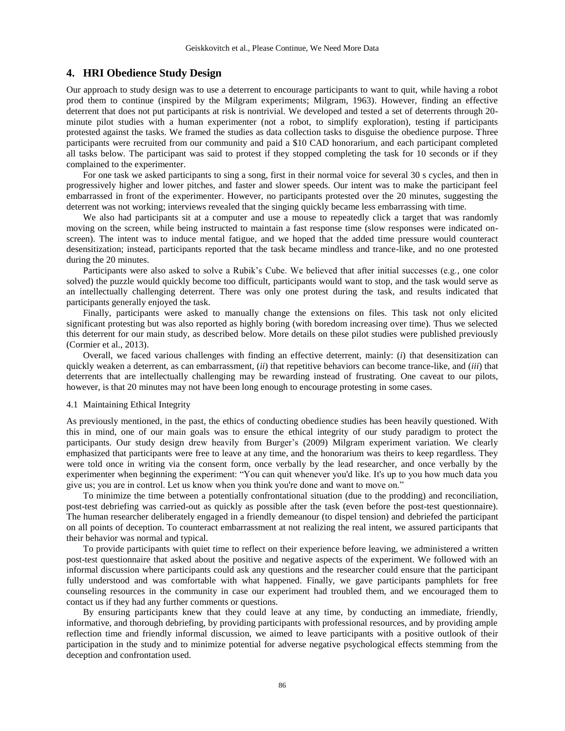## 4. HRI Obedience Study Design

Our approach to study design was to use a deterrent to encourage participants to want to quit, while having a robot prod them to continue (inspired by the Milgram experiments; Milgram, 1963). However, finding an effective deterrent that does not put participants at risk is nontrivial. We developed and tested a set of deterrents through 20-minute pilot studies with a human experimenter (not a robot, to simplify exploration), testing if participants protested against the tasks. We framed the studies as data collection tasks to disguise the obedience purpose. Three participants were recruited from our community and paid a $10 CAD honorarium, and each participant completed all tasks below. The participant was said to protest if they stopped completing the task for 10 seconds or if they complained to the experimenter.

For one task we asked participants to sing a song, first in their normal voice for several 30 s cycles, and then in progressively higher and lower pitches, and faster and slower speeds. Our intent was to make the participant feel embarrassed in front of the experimenter. However, no participants protested over the 20 minutes, suggesting the deterrent was not working; interviews revealed that the singing quickly became less embarrassing with time.

We also had participants sit at a computer and use a mouse to repeatedly click a target that was randomly moving on the screen, while being instructed to maintain a fast response time (slow responses were indicated on-screen). The intent was to induce mental fatigue, and we hoped that the added time pressure would counteract desensitization; instead, participants reported that the task became mindless and trance-like, and no one protested during the 20 minutes.

Participants were also asked to solve a Rubik's Cube. We believed that after initial successes (e.g., one color solved) the puzzle would quickly become too difficult, participants would want to stop, and the task would serve as an intellectually challenging deterrent. There was only one protest during the task, and results indicated that participants generally enjoyed the task.

Finally, participants were asked to manually change the extensions on files. This task not only elicited significant protesting but was also reported as highly boring (with boredom increasing over time). Thus we selected this deterrent for our main study, as described below. More details on these pilot studies were published previously (Cormier et al., 2013).

Overall, we faced various challenges with finding an effective deterrent, mainly: (*i*) that desensitization can quickly weaken a deterrent, as can embarrassment, (*ii*) that repetitive behaviors can become trance-like, and (*iii*) that deterrents that are intellectually challenging may be rewarding instead of frustrating. One caveat to our pilots, however, is that 20 minutes may not have been long enough to encourage protesting in some cases.

### 4.1 Maintaining Ethical Integrity

As previously mentioned, in the past, the ethics of conducting obedience studies has been heavily questioned. With this in mind, one of our main goals was to ensure the ethical integrity of our study paradigm to protect the participants. Our study design drew heavily from Burger's (2009) Milgram experiment variation. We clearly emphasized that participants were free to leave at any time, and the honorarium was theirs to keep regardless. They were told once in writing via the consent form, once verbally by the lead researcher, and once verbally by the experimenter when beginning the experiment: "You can quit whenever you'd like. It's up to you how much data you give us; you are in control. Let us know when you think you're done and want to move on."

To minimize the time between a potentially confrontational situation (due to the prodding) and reconciliation, post-test debriefing was carried-out as quickly as possible after the task (even before the post-test questionnaire). The human researcher deliberately engaged in a friendly demeanour (to dispel tension) and debriefed the participant on all points of deception. To counteract embarrassment at not realizing the real intent, we assured participants that their behavior was normal and typical.

To provide participants with quiet time to reflect on their experience before leaving, we administered a written post-test questionnaire that asked about the positive and negative aspects of the experiment. We followed with an informal discussion where participants could ask any questions and the researcher could ensure that the participant fully understood and was comfortable with what happened. Finally, we gave participants pamphlets for free counseling resources in the community in case our experiment had troubled them, and we encouraged them to contact us if they had any further comments or questions.

By ensuring participants knew that they could leave at any time, by conducting an immediate, friendly, informative, and thorough debriefing, by providing participants with professional resources, and by providing ample reflection time and friendly informal discussion, we aimed to leave participants with a positive outlook of their participation in the study and to minimize potential for adverse negative psychological effects stemming from the deception and confrontation used.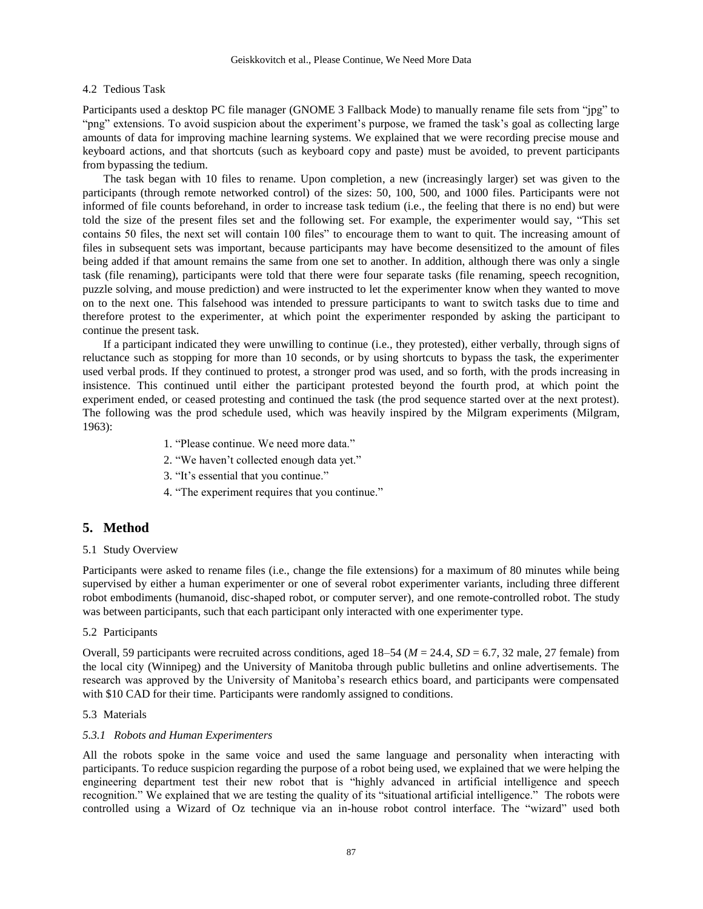4.2 Tedious Task

Participants used a desktop PC file manager (GNOME 3 Fallback Mode) to manually rename file sets from "jpg" to "png" extensions. To avoid suspicion about the experiment's purpose, we framed the task's goal as collecting large amounts of data for improving machine learning systems. We explained that we were recording precise mouse and keyboard actions, and that shortcuts (such as keyboard copy and paste) must be avoided, to prevent participants from bypassing the tedium.

The task began with 10 files to rename. Upon completion, a new (increasingly larger) set was given to the participants (through remote networked control) of the sizes: 50, 100, 500, and 1000 files. Participants were not informed of file counts beforehand, in order to increase task tedium (i.e., the feeling that there is no end) but were told the size of the present files set and the following set. For example, the experimenter would say, "This set contains 50 files, the next set will contain 100 files" to encourage them to want to quit. The increasing amount of files in subsequent sets was important, because participants may have become desensitized to the amount of files being added if that amount remains the same from one set to another. In addition, although there was only a single task (file renaming), participants were told that there were four separate tasks (file renaming, speech recognition, puzzle solving, and mouse prediction) and were instructed to let the experimenter know when they wanted to move on to the next one. This falsehood was intended to pressure participants to want to switch tasks due to time and therefore protest to the experimenter, at which point the experimenter responded by asking the participant to continue the present task.

If a participant indicated they were unwilling to continue (i.e., they protested), either verbally, through signs of reluctance such as stopping for more than 10 seconds, or by using shortcuts to bypass the task, the experimenter used verbal prods. If they continued to protest, a stronger prod was used, and so forth, with the prods increasing in insistence. This continued until either the participant protested beyond the fourth prod, at which point the experiment ended, or ceased protesting and continued the task (the prod sequence started over at the next protest). The following was the prod schedule used, which was heavily inspired by the Milgram experiments (Milgram, 1963):

1. "Please continue. We need more data."
2. "We haven't collected enough data yet."
3. "It's essential that you continue."
4. "The experiment requires that you continue."

## 5. Method

5.1 Study Overview

Participants were asked to rename files (i.e., change the file extensions) for a maximum of 80 minutes while being supervised by either a human experimenter or one of several robot experimenter variants, including three different robot embodiments (humanoid, disc-shaped robot, or computer server), and one remote-controlled robot. The study was between participants, such that each participant only interacted with one experimenter type.

5.2 Participants

Overall, 59 participants were recruited across conditions, aged 18–54 (*M* = 24.4, *SD* = 6.7, 32 male, 27 female) from the local city (Winnipeg) and the University of Manitoba through public bulletins and online advertisements. The research was approved by the University of Manitoba's research ethics board, and participants were compensated with $10 CAD for their time. Participants were randomly assigned to conditions.

5.3 Materials

*5.3.1 Robots and Human Experimenters*

All the robots spoke in the same voice and used the same language and personality when interacting with participants. To reduce suspicion regarding the purpose of a robot being used, we explained that we were helping the engineering department test their new robot that is "highly advanced in artificial intelligence and speech recognition." We explained that we are testing the quality of its "situational artificial intelligence." The robots were controlled using a Wizard of Oz technique via an in-house robot control interface. The "wizard" used both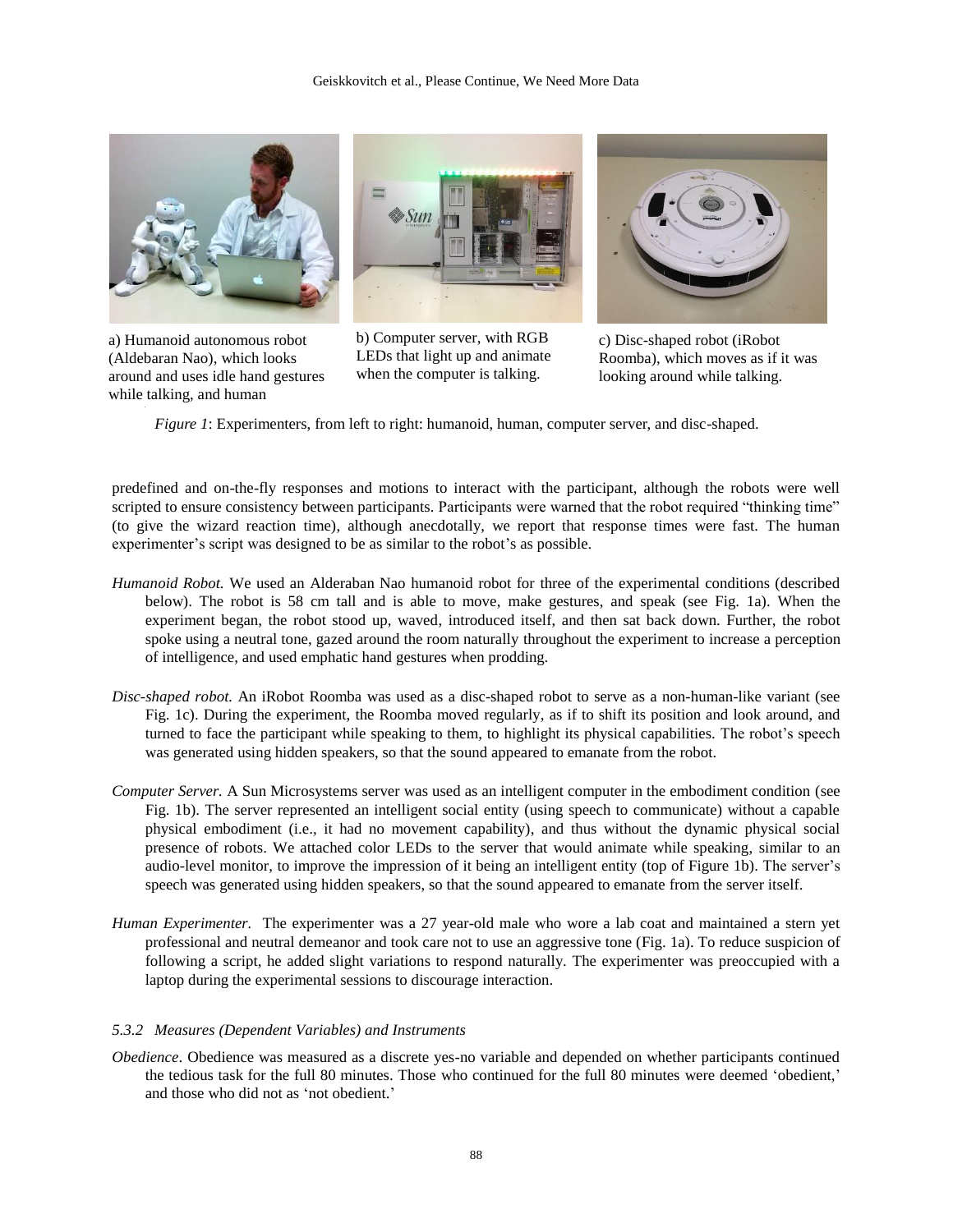a) Humanoid autonomous robot (Aldebaran Nao), which looks around and uses idle hand gestures while talking, and human

b) Computer server, with RGB LEDs that light up and animate when the computer is talking.

c) Disc-shaped robot (iRobot Roomba), which moves as if it was looking around while talking.

*Figure 1*: Experimenters, from left to right: humanoid, human, computer server, and disc-shaped.

predefined and on-the-fly responses and motions to interact with the participant, although the robots were well scripted to ensure consistency between participants. Participants were warned that the robot required "thinking time" (to give the wizard reaction time), although anecdotally, we report that response times were fast. The human experimenter's script was designed to be as similar to the robot's as possible.

*Humanoid Robot.* We used an Alderaban Nao humanoid robot for three of the experimental conditions (described below). The robot is 58 cm tall and is able to move, make gestures, and speak (see Fig. 1a). When the experiment began, the robot stood up, waved, introduced itself, and then sat back down. Further, the robot spoke using a neutral tone, gazed around the room naturally throughout the experiment to increase a perception of intelligence, and used emphatic hand gestures when prodding.

*Disc-shaped robot.* An iRobot Roomba was used as a disc-shaped robot to serve as a non-human-like variant (see Fig. 1c). During the experiment, the Roomba moved regularly, as if to shift its position and look around, and turned to face the participant while speaking to them, to highlight its physical capabilities. The robot's speech was generated using hidden speakers, so that the sound appeared to emanate from the robot.

*Computer Server.* A Sun Microsystems server was used as an intelligent computer in the embodiment condition (see Fig. 1b). The server represented an intelligent social entity (using speech to communicate) without a capable physical embodiment (i.e., it had no movement capability), and thus without the dynamic physical social presence of robots. We attached color LEDs to the server that would animate while speaking, similar to an audio-level monitor, to improve the impression of it being an intelligent entity (top of Figure 1b). The server's speech was generated using hidden speakers, so that the sound appeared to emanate from the server itself.

*Human Experimenter.* The experimenter was a 27 year-old male who wore a lab coat and maintained a stern yet professional and neutral demeanor and took care not to use an aggressive tone (Fig. 1a). To reduce suspicion of following a script, he added slight variations to respond naturally. The experimenter was preoccupied with a laptop during the experimental sessions to discourage interaction.

#### *5.3.2 Measures (Dependent Variables) and Instruments*

*Obedience*. Obedience was measured as a discrete yes-no variable and depended on whether participants continued the tedious task for the full 80 minutes. Those who continued for the full 80 minutes were deemed 'obedient,' and those who did not as 'not obedient.'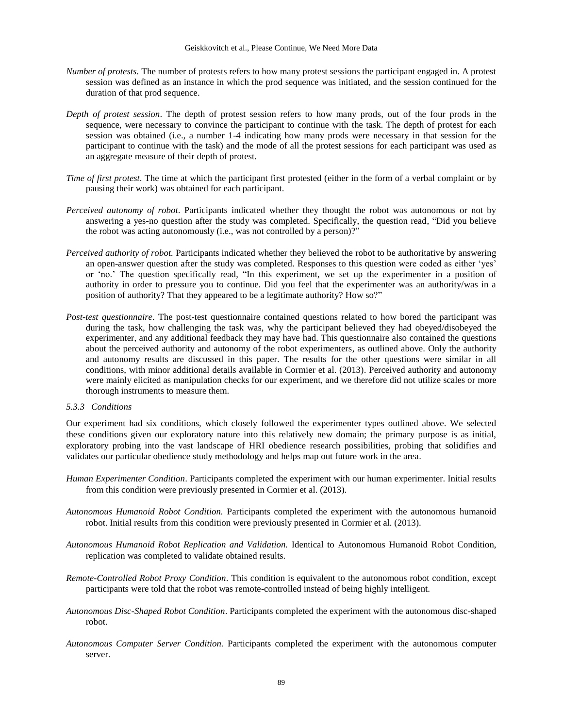*Number of protests*. The number of protests refers to how many protest sessions the participant engaged in. A protest session was defined as an instance in which the prod sequence was initiated, and the session continued for the duration of that prod sequence.

*Depth of protest session*. The depth of protest session refers to how many prods, out of the four prods in the sequence, were necessary to convince the participant to continue with the task. The depth of protest for each session was obtained (i.e., a number 1-4 indicating how many prods were necessary in that session for the participant to continue with the task) and the mode of all the protest sessions for each participant was used as an aggregate measure of their depth of protest.

*Time of first protest*. The time at which the participant first protested (either in the form of a verbal complaint or by pausing their work) was obtained for each participant.

*Perceived autonomy of robot*. Participants indicated whether they thought the robot was autonomous or not by answering a yes-no question after the study was completed. Specifically, the question read, "Did you believe the robot was acting autonomously (i.e., was not controlled by a person)?"

*Perceived authority of robot.* Participants indicated whether they believed the robot to be authoritative by answering an open-answer question after the study was completed. Responses to this question were coded as either 'yes' or 'no.' The question specifically read, "In this experiment, we set up the experimenter in a position of authority in order to pressure you to continue. Did you feel that the experimenter was an authority/was in a position of authority? That they appeared to be a legitimate authority? How so?"

*Post-test questionnaire*. The post-test questionnaire contained questions related to how bored the participant was during the task, how challenging the task was, why the participant believed they had obeyed/disobeyed the experimenter, and any additional feedback they may have had. This questionnaire also contained the questions about the perceived authority and autonomy of the robot experimenters, as outlined above. Only the authority and autonomy results are discussed in this paper. The results for the other questions were similar in all conditions, with minor additional details available in Cormier et al. (2013). Perceived authority and autonomy were mainly elicited as manipulation checks for our experiment, and we therefore did not utilize scales or more thorough instruments to measure them.

#### *5.3.3 Conditions*

Our experiment had six conditions, which closely followed the experimenter types outlined above. We selected these conditions given our exploratory nature into this relatively new domain; the primary purpose is as initial, exploratory probing into the vast landscape of HRI obedience research possibilities, probing that solidifies and validates our particular obedience study methodology and helps map out future work in the area.

*Human Experimenter Condition*. Participants completed the experiment with our human experimenter. Initial results from this condition were previously presented in Cormier et al. (2013).

*Autonomous Humanoid Robot Condition.* Participants completed the experiment with the autonomous humanoid robot. Initial results from this condition were previously presented in Cormier et al. (2013).

*Autonomous Humanoid Robot Replication and Validation.* Identical to Autonomous Humanoid Robot Condition, replication was completed to validate obtained results.

*Remote-Controlled Robot Proxy Condition*. This condition is equivalent to the autonomous robot condition, except participants were told that the robot was remote-controlled instead of being highly intelligent.

*Autonomous Disc-Shaped Robot Condition*. Participants completed the experiment with the autonomous disc-shaped robot.

*Autonomous Computer Server Condition.* Participants completed the experiment with the autonomous computer server.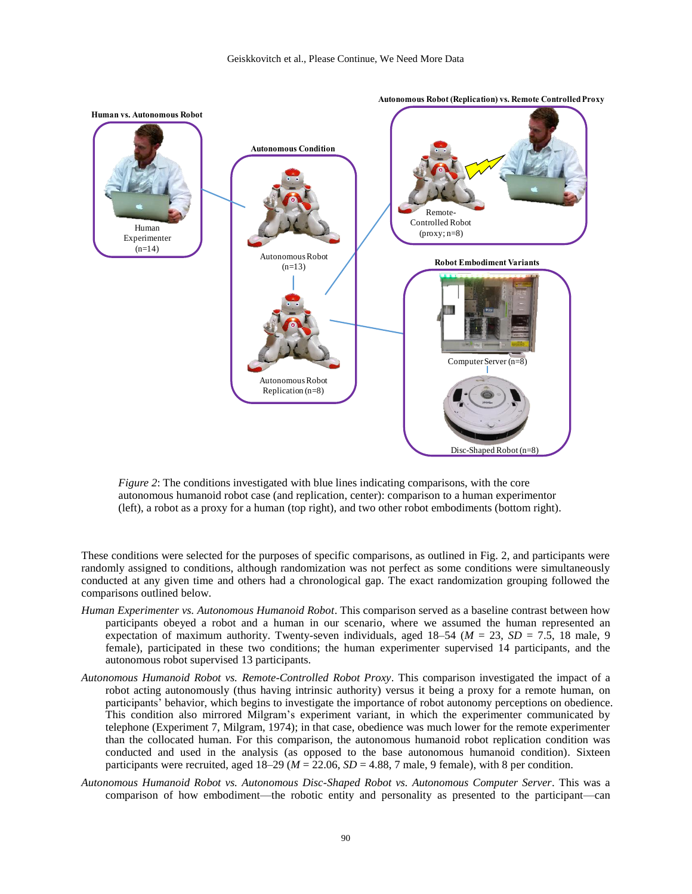*Figure 2*: The conditions investigated with blue lines indicating comparisons, with the core autonomous humanoid robot case (and replication, center): comparison to a human experimentor (left), a robot as a proxy for a human (top right), and two other robot embodiments (bottom right).

These conditions were selected for the purposes of specific comparisons, as outlined in Fig. 2, and participants were randomly assigned to conditions, although randomization was not perfect as some conditions were simultaneously conducted at any given time and others had a chronological gap. The exact randomization grouping followed the comparisons outlined below.

*Human Experimenter vs. Autonomous Humanoid Robot*. This comparison served as a baseline contrast between how participants obeyed a robot and a human in our scenario, where we assumed the human represented an expectation of maximum authority. Twenty-seven individuals, aged 18–54 ($M$ = 23, $SD$ = 7.5, 18 male, 9 female), participated in these two conditions; the human experimenter supervised 14 participants, and the autonomous robot supervised 13 participants.

*Autonomous Humanoid Robot vs. Remote-Controlled Robot Proxy*. This comparison investigated the impact of a robot acting autonomously (thus having intrinsic authority) versus it being a proxy for a remote human, on participants' behavior, which begins to investigate the importance of robot autonomy perceptions on obedience. This condition also mirrored Milgram's experiment variant, in which the experimenter communicated by telephone (Experiment 7, Milgram, 1974); in that case, obedience was much lower for the remote experimenter than the collocated human. For this comparison, the autonomous humanoid robot replication condition was conducted and used in the analysis (as opposed to the base autonomous humanoid condition). Sixteen participants were recruited, aged 18–29 ($M$ = 22.06, $SD$ = 4.88, 7 male, 9 female), with 8 per condition.

*Autonomous Humanoid Robot vs. Autonomous Disc-Shaped Robot vs. Autonomous Computer Server*. This was a comparison of how embodiment—the robotic entity and personality as presented to the participant—can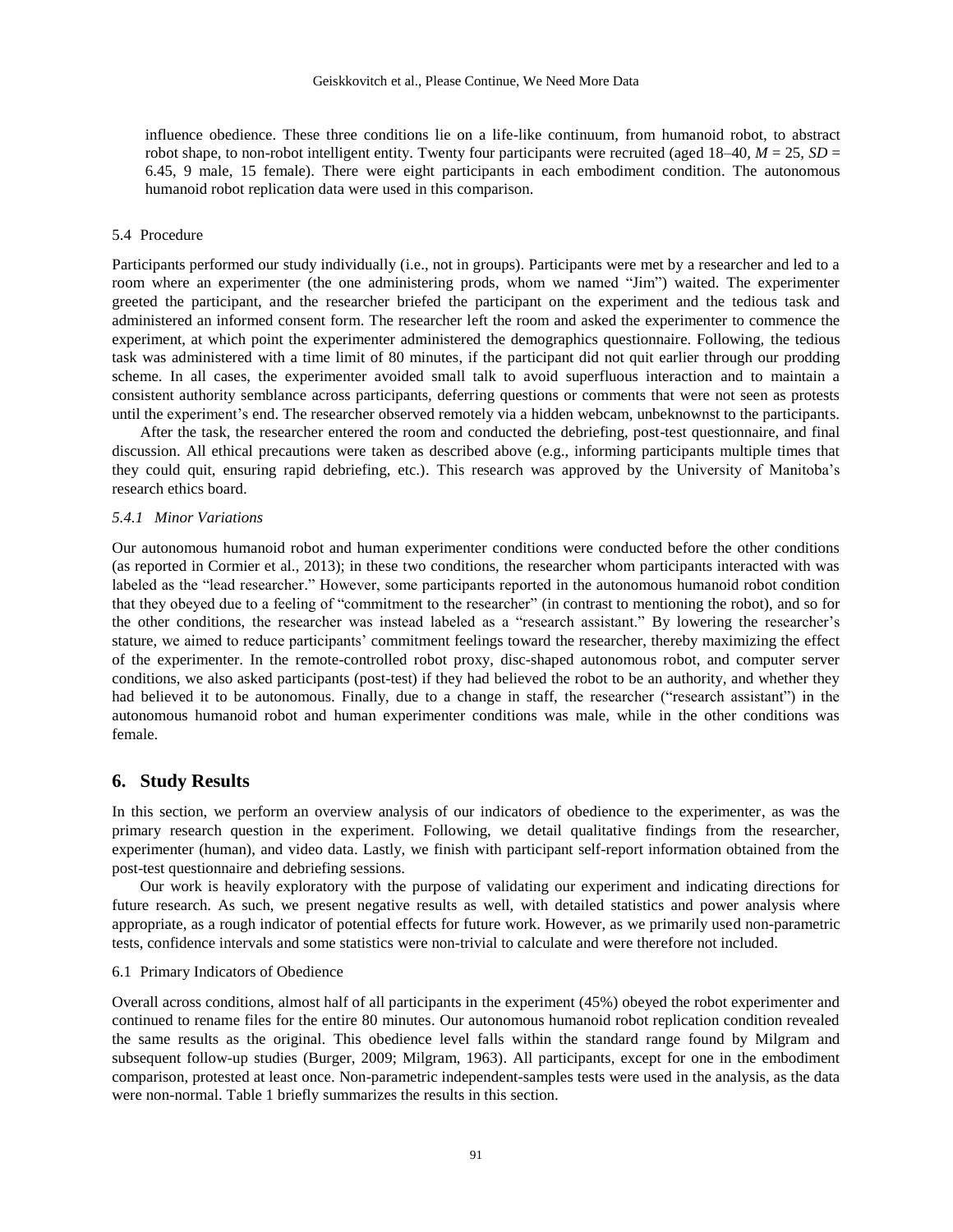influence obedience. These three conditions lie on a life-like continuum, from humanoid robot, to abstract robot shape, to non-robot intelligent entity. Twenty four participants were recruited (aged 18–40, $M$ = 25, $SD$ = 6.45, 9 male, 15 female). There were eight participants in each embodiment condition. The autonomous humanoid robot replication data were used in this comparison.

### 5.4 Procedure

Participants performed our study individually (i.e., not in groups). Participants were met by a researcher and led to a room where an experimenter (the one administering prods, whom we named "Jim") waited. The experimenter greeted the participant, and the researcher briefed the participant on the experiment and the tedious task and administered an informed consent form. The researcher left the room and asked the experimenter to commence the experiment, at which point the experimenter administered the demographics questionnaire. Following, the tedious task was administered with a time limit of 80 minutes, if the participant did not quit earlier through our prodding scheme. In all cases, the experimenter avoided small talk to avoid superfluous interaction and to maintain a consistent authority semblance across participants, deferring questions or comments that were not seen as protests until the experiment's end. The researcher observed remotely via a hidden webcam, unbeknownst to the participants.

After the task, the researcher entered the room and conducted the debriefing, post-test questionnaire, and final discussion. All ethical precautions were taken as described above (e.g., informing participants multiple times that they could quit, ensuring rapid debriefing, etc.). This research was approved by the University of Manitoba's research ethics board.

#### *5.4.1 Minor Variations*

Our autonomous humanoid robot and human experimenter conditions were conducted before the other conditions (as reported in Cormier et al., 2013); in these two conditions, the researcher whom participants interacted with was labeled as the "lead researcher." However, some participants reported in the autonomous humanoid robot condition that they obeyed due to a feeling of "commitment to the researcher" (in contrast to mentioning the robot), and so for the other conditions, the researcher was instead labeled as a "research assistant." By lowering the researcher's stature, we aimed to reduce participants' commitment feelings toward the researcher, thereby maximizing the effect of the experimenter. In the remote-controlled robot proxy, disc-shaped autonomous robot, and computer server conditions, we also asked participants (post-test) if they had believed the robot to be an authority, and whether they had believed it to be autonomous. Finally, due to a change in staff, the researcher ("research assistant") in the autonomous humanoid robot and human experimenter conditions was male, while in the other conditions was female.

## 6. Study Results

In this section, we perform an overview analysis of our indicators of obedience to the experimenter, as was the primary research question in the experiment. Following, we detail qualitative findings from the researcher, experimenter (human), and video data. Lastly, we finish with participant self-report information obtained from the post-test questionnaire and debriefing sessions.

Our work is heavily exploratory with the purpose of validating our experiment and indicating directions for future research. As such, we present negative results as well, with detailed statistics and power analysis where appropriate, as a rough indicator of potential effects for future work. However, as we primarily used non-parametric tests, confidence intervals and some statistics were non-trivial to calculate and were therefore not included.

### 6.1 Primary Indicators of Obedience

Overall across conditions, almost half of all participants in the experiment (45%) obeyed the robot experimenter and continued to rename files for the entire 80 minutes. Our autonomous humanoid robot replication condition revealed the same results as the original. This obedience level falls within the standard range found by Milgram and subsequent follow-up studies (Burger, 2009; Milgram, 1963). All participants, except for one in the embodiment comparison, protested at least once. Non-parametric independent-samples tests were used in the analysis, as the data were non-normal. Table 1 briefly summarizes the results in this section.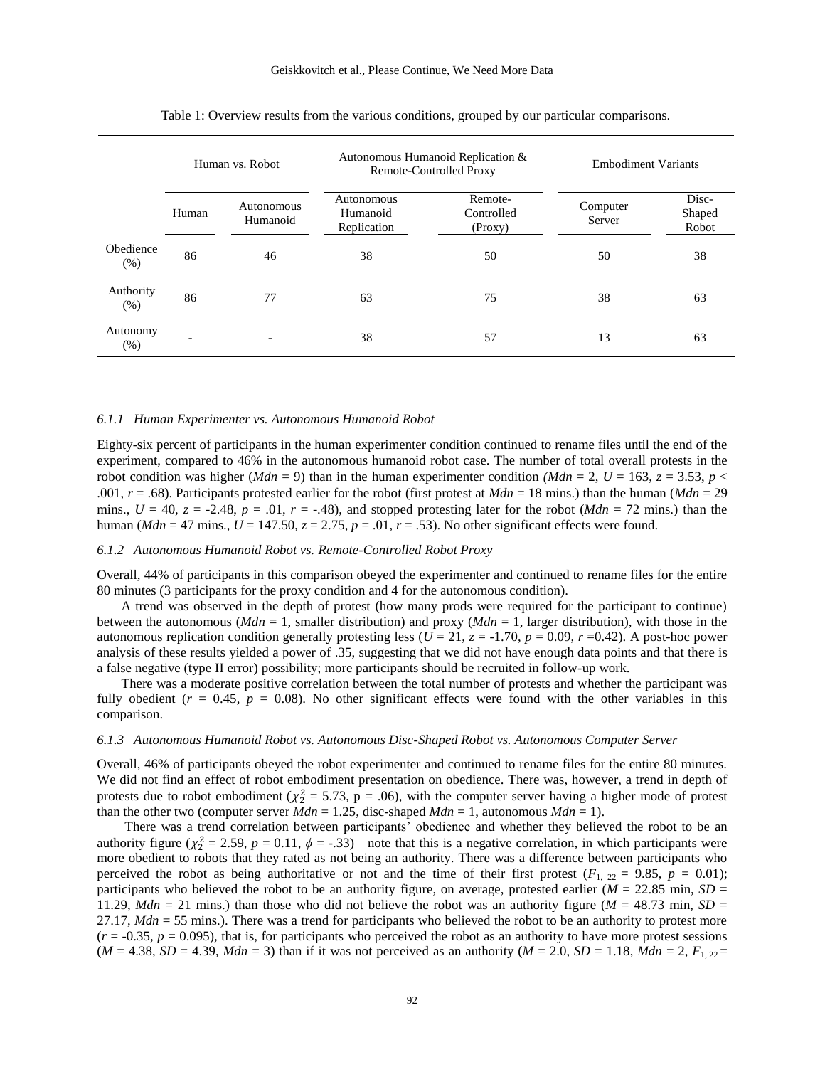Table 1: Overview results from the various conditions, grouped by our particular comparisons.

| | Human vs. Robot | | Autonomous Humanoid Replication & Remote-Controlled Proxy | | Embodiment Variants | |
|---|---|---|---|---|---|---|
| | Human | Autonomous Humanoid | Autonomous Humanoid Replication | Remote-Controlled (Proxy) | Computer Server | Disc-Shaped Robot |
| Obedience (%) | 86 | 46 | 38 | 50 | 50 | 38 |
| Authority (%) | 86 | 77 | 63 | 75 | 38 | 63 |
| Autonomy (%) | - | - | 38 | 57 | 13 | 63 |

#### *6.1.1 Human Experimenter vs. Autonomous Humanoid Robot*

Eighty-six percent of participants in the human experimenter condition continued to rename files until the end of the experiment, compared to 46% in the autonomous humanoid robot case. The number of total overall protests in the robot condition was higher ($Mdn$ = 9) than in the human experimenter condition ($Mdn$ = 2, $U$ = 163, $z$ = 3.53, $p$ < .001, $r$ = .68). Participants protested earlier for the robot (first protest at $Mdn$ = 18 mins.) than the human ($Mdn$ = 29 mins., $U$ = 40, $z$ = -2.48, $p$ = .01, $r$ = -.48), and stopped protesting later for the robot ($Mdn$ = 72 mins.) than the human ($Mdn$ = 47 mins., $U$ = 147.50, $z$ = 2.75, $p$ = .01, $r$ = .53). No other significant effects were found.

#### *6.1.2 Autonomous Humanoid Robot vs. Remote-Controlled Robot Proxy*

Overall, 44% of participants in this comparison obeyed the experimenter and continued to rename files for the entire 80 minutes (3 participants for the proxy condition and 4 for the autonomous condition).

A trend was observed in the depth of protest (how many prods were required for the participant to continue) between the autonomous ($Mdn$ = 1, smaller distribution) and proxy ($Mdn$ = 1, larger distribution), with those in the autonomous replication condition generally protesting less ($U$ = 21, $z$ = -1.70, $p$ = 0.09, $r$ =0.42). A post-hoc power analysis of these results yielded a power of .35, suggesting that we did not have enough data points and that there is a false negative (type II error) possibility; more participants should be recruited in follow-up work.

There was a moderate positive correlation between the total number of protests and whether the participant was fully obedient ($r$ = 0.45, $p$ = 0.08). No other significant effects were found with the other variables in this comparison.

#### *6.1.3 Autonomous Humanoid Robot vs. Autonomous Disc-Shaped Robot vs. Autonomous Computer Server*

Overall, 46% of participants obeyed the robot experimenter and continued to rename files for the entire 80 minutes. We did not find an effect of robot embodiment presentation on obedience. There was, however, a trend in depth of protests due to robot embodiment ($\chi^2_2$ = 5.73, p = .06), with the computer server having a higher mode of protest than the other two (computer server $Mdn$ = 1.25, disc-shaped $Mdn$ = 1, autonomous $Mdn$ = 1).

There was a trend correlation between participants' obedience and whether they believed the robot to be an authority figure ($\chi^2_2$ = 2.59, $p$ = 0.11, $\phi$ = -.33)—note that this is a negative correlation, in which participants were more obedient to robots that they rated as not being an authority. There was a difference between participants who perceived the robot as being authoritative or not and the time of their first protest ($F_{1,\ 22}$ = 9.85, $p$ = 0.01); participants who believed the robot to be an authority figure, on average, protested earlier ($M$ = 22.85 min, $SD$ = 11.29, $Mdn$ = 21 mins.) than those who did not believe the robot was an authority figure ($M$ = 48.73 min, $SD$ = 27.17, $Mdn$ = 55 mins.). There was a trend for participants who believed the robot to be an authority to protest more ($r$ = -0.35, $p$ = 0.095), that is, for participants who perceived the robot as an authority to have more protest sessions ($M$ = 4.38, $SD$ = 4.39, $Mdn$ = 3) than if it was not perceived as an authority ($M$ = 2.0, $SD$ = 1.18, $Mdn$ = 2, $F_{1,\ 22}$ =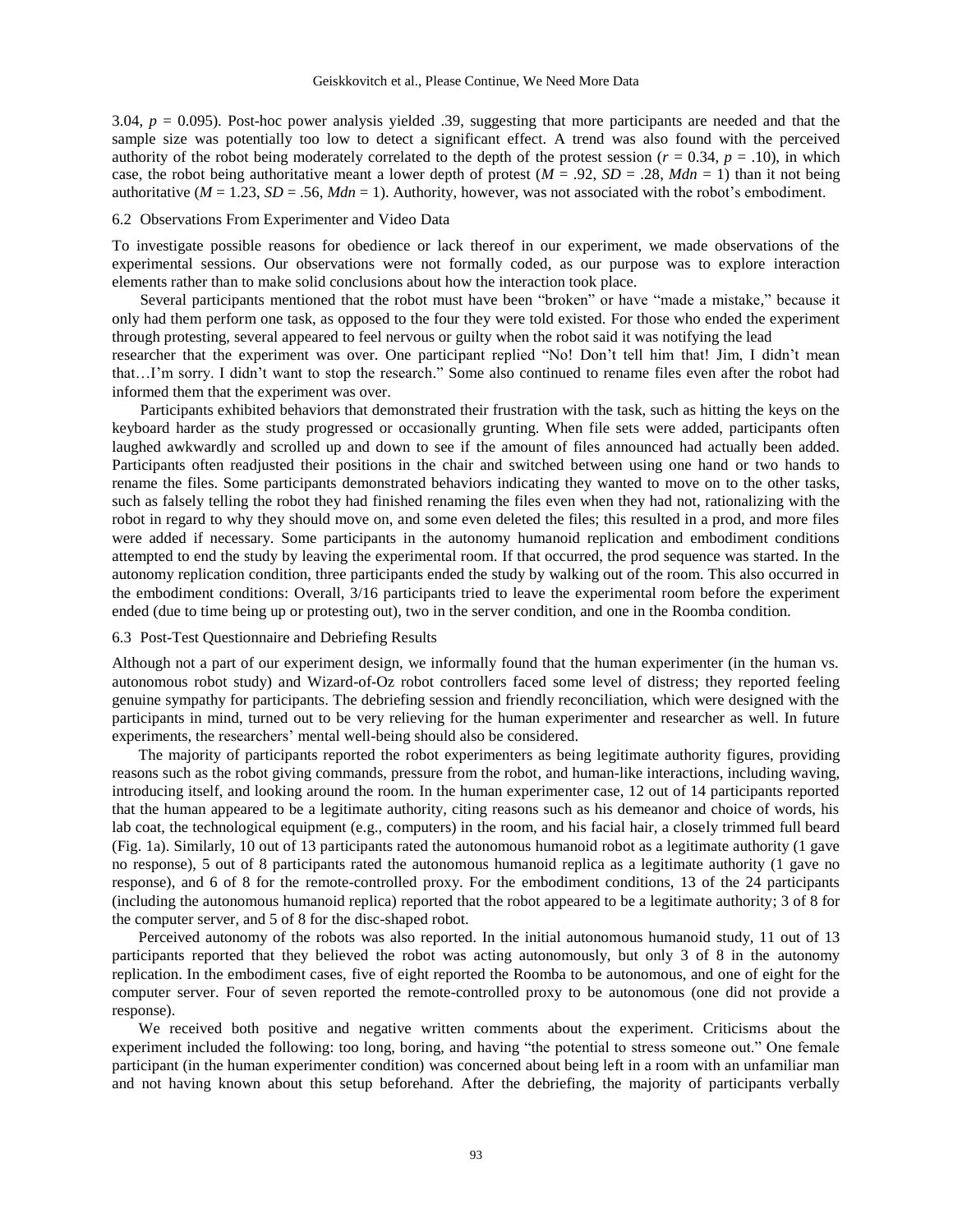3.04, $p = 0.095$). Post-hoc power analysis yielded .39, suggesting that more participants are needed and that the sample size was potentially too low to detect a significant effect. A trend was also found with the perceived authority of the robot being moderately correlated to the depth of the protest session ($r = 0.34$, $p = .10$), in which case, the robot being authoritative meant a lower depth of protest ($M = .92$, $SD = .28$, $Mdn = 1$) than it not being authoritative ($M = 1.23$, $SD = .56$, $Mdn = 1$). Authority, however, was not associated with the robot's embodiment.

### 6.2 Observations From Experimenter and Video Data

To investigate possible reasons for obedience or lack thereof in our experiment, we made observations of the experimental sessions. Our observations were not formally coded, as our purpose was to explore interaction elements rather than to make solid conclusions about how the interaction took place.

Several participants mentioned that the robot must have been "broken" or have "made a mistake," because it only had them perform one task, as opposed to the four they were told existed. For those who ended the experiment through protesting, several appeared to feel nervous or guilty when the robot said it was notifying the lead researcher that the experiment was over. One participant replied "No! Don't tell him that! Jim, I didn't mean that…I'm sorry. I didn't want to stop the research." Some also continued to rename files even after the robot had informed them that the experiment was over.

Participants exhibited behaviors that demonstrated their frustration with the task, such as hitting the keys on the keyboard harder as the study progressed or occasionally grunting. When file sets were added, participants often laughed awkwardly and scrolled up and down to see if the amount of files announced had actually been added. Participants often readjusted their positions in the chair and switched between using one hand or two hands to rename the files. Some participants demonstrated behaviors indicating they wanted to move on to the other tasks, such as falsely telling the robot they had finished renaming the files even when they had not, rationalizing with the robot in regard to why they should move on, and some even deleted the files; this resulted in a prod, and more files were added if necessary. Some participants in the autonomy humanoid replication and embodiment conditions attempted to end the study by leaving the experimental room. If that occurred, the prod sequence was started. In the autonomy replication condition, three participants ended the study by walking out of the room. This also occurred in the embodiment conditions: Overall, 3/16 participants tried to leave the experimental room before the experiment ended (due to time being up or protesting out), two in the server condition, and one in the Roomba condition.

### 6.3 Post-Test Questionnaire and Debriefing Results

Although not a part of our experiment design, we informally found that the human experimenter (in the human vs. autonomous robot study) and Wizard-of-Oz robot controllers faced some level of distress; they reported feeling genuine sympathy for participants. The debriefing session and friendly reconciliation, which were designed with the participants in mind, turned out to be very relieving for the human experimenter and researcher as well. In future experiments, the researchers' mental well-being should also be considered.

The majority of participants reported the robot experimenters as being legitimate authority figures, providing reasons such as the robot giving commands, pressure from the robot, and human-like interactions, including waving, introducing itself, and looking around the room. In the human experimenter case, 12 out of 14 participants reported that the human appeared to be a legitimate authority, citing reasons such as his demeanor and choice of words, his lab coat, the technological equipment (e.g., computers) in the room, and his facial hair, a closely trimmed full beard (Fig. 1a). Similarly, 10 out of 13 participants rated the autonomous humanoid robot as a legitimate authority (1 gave no response), 5 out of 8 participants rated the autonomous humanoid replica as a legitimate authority (1 gave no response), and 6 of 8 for the remote-controlled proxy. For the embodiment conditions, 13 of the 24 participants (including the autonomous humanoid replica) reported that the robot appeared to be a legitimate authority; 3 of 8 for the computer server, and 5 of 8 for the disc-shaped robot.

Perceived autonomy of the robots was also reported. In the initial autonomous humanoid study, 11 out of 13 participants reported that they believed the robot was acting autonomously, but only 3 of 8 in the autonomy replication. In the embodiment cases, five of eight reported the Roomba to be autonomous, and one of eight for the computer server. Four of seven reported the remote-controlled proxy to be autonomous (one did not provide a response).

We received both positive and negative written comments about the experiment. Criticisms about the experiment included the following: too long, boring, and having "the potential to stress someone out." One female participant (in the human experimenter condition) was concerned about being left in a room with an unfamiliar man and not having known about this setup beforehand. After the debriefing, the majority of participants verbally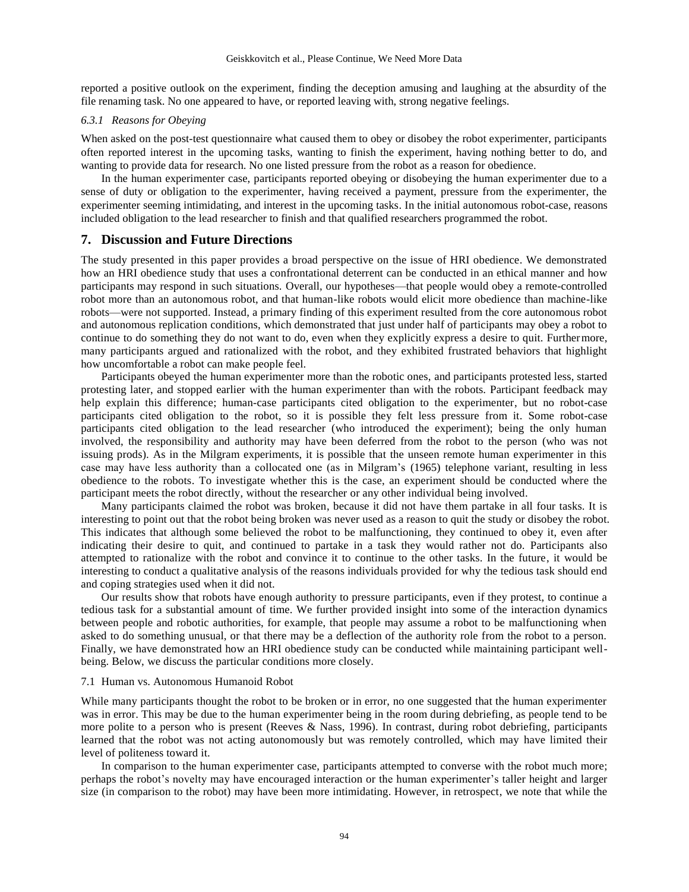reported a positive outlook on the experiment, finding the deception amusing and laughing at the absurdity of the file renaming task. No one appeared to have, or reported leaving with, strong negative feelings.

#### *6.3.1 Reasons for Obeying*

When asked on the post-test questionnaire what caused them to obey or disobey the robot experimenter, participants often reported interest in the upcoming tasks, wanting to finish the experiment, having nothing better to do, and wanting to provide data for research. No one listed pressure from the robot as a reason for obedience.

In the human experimenter case, participants reported obeying or disobeying the human experimenter due to a sense of duty or obligation to the experimenter, having received a payment, pressure from the experimenter, the experimenter seeming intimidating, and interest in the upcoming tasks. In the initial autonomous robot-case, reasons included obligation to the lead researcher to finish and that qualified researchers programmed the robot.

## 7. Discussion and Future Directions

The study presented in this paper provides a broad perspective on the issue of HRI obedience. We demonstrated how an HRI obedience study that uses a confrontational deterrent can be conducted in an ethical manner and how participants may respond in such situations. Overall, our hypotheses—that people would obey a remote-controlled robot more than an autonomous robot, and that human-like robots would elicit more obedience than machine-like robots—were not supported. Instead, a primary finding of this experiment resulted from the core autonomous robot and autonomous replication conditions, which demonstrated that just under half of participants may obey a robot to continue to do something they do not want to do, even when they explicitly express a desire to quit. Furthermore, many participants argued and rationalized with the robot, and they exhibited frustrated behaviors that highlight how uncomfortable a robot can make people feel.

Participants obeyed the human experimenter more than the robotic ones, and participants protested less, started protesting later, and stopped earlier with the human experimenter than with the robots. Participant feedback may help explain this difference; human-case participants cited obligation to the experimenter, but no robot-case participants cited obligation to the robot, so it is possible they felt less pressure from it. Some robot-case participants cited obligation to the lead researcher (who introduced the experiment); being the only human involved, the responsibility and authority may have been deferred from the robot to the person (who was not issuing prods). As in the Milgram experiments, it is possible that the unseen remote human experimenter in this case may have less authority than a collocated one (as in Milgram's (1965) telephone variant, resulting in less obedience to the robots. To investigate whether this is the case, an experiment should be conducted where the participant meets the robot directly, without the researcher or any other individual being involved.

Many participants claimed the robot was broken, because it did not have them partake in all four tasks. It is interesting to point out that the robot being broken was never used as a reason to quit the study or disobey the robot. This indicates that although some believed the robot to be malfunctioning, they continued to obey it, even after indicating their desire to quit, and continued to partake in a task they would rather not do. Participants also attempted to rationalize with the robot and convince it to continue to the other tasks. In the future, it would be interesting to conduct a qualitative analysis of the reasons individuals provided for why the tedious task should end and coping strategies used when it did not.

Our results show that robots have enough authority to pressure participants, even if they protest, to continue a tedious task for a substantial amount of time. We further provided insight into some of the interaction dynamics between people and robotic authorities, for example, that people may assume a robot to be malfunctioning when asked to do something unusual, or that there may be a deflection of the authority role from the robot to a person. Finally, we have demonstrated how an HRI obedience study can be conducted while maintaining participant well-being. Below, we discuss the particular conditions more closely.

### 7.1 Human vs. Autonomous Humanoid Robot

While many participants thought the robot to be broken or in error, no one suggested that the human experimenter was in error. This may be due to the human experimenter being in the room during debriefing, as people tend to be more polite to a person who is present (Reeves & Nass, 1996). In contrast, during robot debriefing, participants learned that the robot was not acting autonomously but was remotely controlled, which may have limited their level of politeness toward it.

In comparison to the human experimenter case, participants attempted to converse with the robot much more; perhaps the robot's novelty may have encouraged interaction or the human experimenter's taller height and larger size (in comparison to the robot) may have been more intimidating. However, in retrospect, we note that while the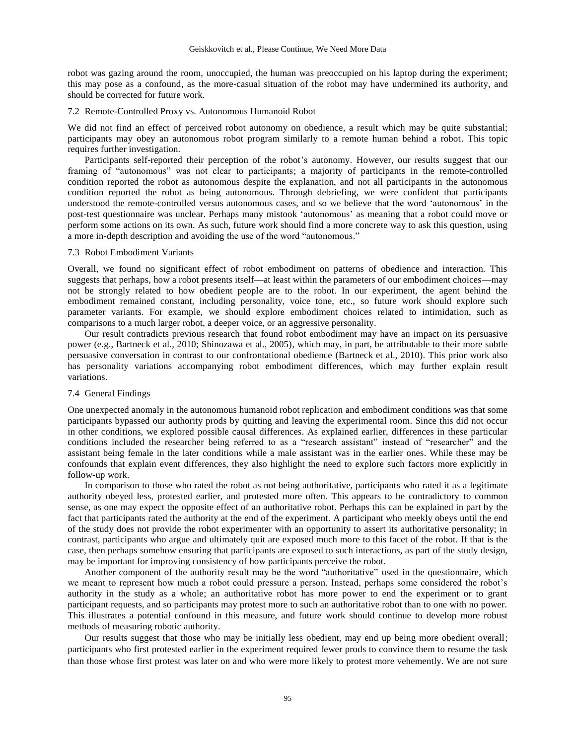robot was gazing around the room, unoccupied, the human was preoccupied on his laptop during the experiment; this may pose as a confound, as the more-casual situation of the robot may have undermined its authority, and should be corrected for future work.

### 7.2 Remote-Controlled Proxy vs. Autonomous Humanoid Robot

We did not find an effect of perceived robot autonomy on obedience, a result which may be quite substantial; participants may obey an autonomous robot program similarly to a remote human behind a robot. This topic requires further investigation.

Participants self-reported their perception of the robot's autonomy. However, our results suggest that our framing of "autonomous" was not clear to participants; a majority of participants in the remote-controlled condition reported the robot as autonomous despite the explanation, and not all participants in the autonomous condition reported the robot as being autonomous. Through debriefing, we were confident that participants understood the remote-controlled versus autonomous cases, and so we believe that the word 'autonomous' in the post-test questionnaire was unclear. Perhaps many mistook 'autonomous' as meaning that a robot could move or perform some actions on its own. As such, future work should find a more concrete way to ask this question, using a more in-depth description and avoiding the use of the word "autonomous."

### 7.3 Robot Embodiment Variants

Overall, we found no significant effect of robot embodiment on patterns of obedience and interaction. This suggests that perhaps, how a robot presents itself—at least within the parameters of our embodiment choices—may not be strongly related to how obedient people are to the robot. In our experiment, the agent behind the embodiment remained constant, including personality, voice tone, etc., so future work should explore such parameter variants. For example, we should explore embodiment choices related to intimidation, such as comparisons to a much larger robot, a deeper voice, or an aggressive personality.

Our result contradicts previous research that found robot embodiment may have an impact on its persuasive power (e.g., Bartneck et al., 2010; Shinozawa et al., 2005), which may, in part, be attributable to their more subtle persuasive conversation in contrast to our confrontational obedience (Bartneck et al., 2010). This prior work also has personality variations accompanying robot embodiment differences, which may further explain result variations.

### 7.4 General Findings

One unexpected anomaly in the autonomous humanoid robot replication and embodiment conditions was that some participants bypassed our authority prods by quitting and leaving the experimental room. Since this did not occur in other conditions, we explored possible causal differences. As explained earlier, differences in these particular conditions included the researcher being referred to as a "research assistant" instead of "researcher" and the assistant being female in the later conditions while a male assistant was in the earlier ones. While these may be confounds that explain event differences, they also highlight the need to explore such factors more explicitly in follow-up work.

In comparison to those who rated the robot as not being authoritative, participants who rated it as a legitimate authority obeyed less, protested earlier, and protested more often. This appears to be contradictory to common sense, as one may expect the opposite effect of an authoritative robot. Perhaps this can be explained in part by the fact that participants rated the authority at the end of the experiment. A participant who meekly obeys until the end of the study does not provide the robot experimenter with an opportunity to assert its authoritative personality; in contrast, participants who argue and ultimately quit are exposed much more to this facet of the robot. If that is the case, then perhaps somehow ensuring that participants are exposed to such interactions, as part of the study design, may be important for improving consistency of how participants perceive the robot.

Another component of the authority result may be the word "authoritative" used in the questionnaire, which we meant to represent how much a robot could pressure a person. Instead, perhaps some considered the robot's authority in the study as a whole; an authoritative robot has more power to end the experiment or to grant participant requests, and so participants may protest more to such an authoritative robot than to one with no power. This illustrates a potential confound in this measure, and future work should continue to develop more robust methods of measuring robotic authority.

Our results suggest that those who may be initially less obedient, may end up being more obedient overall; participants who first protested earlier in the experiment required fewer prods to convince them to resume the task than those whose first protest was later on and who were more likely to protest more vehemently. We are not sure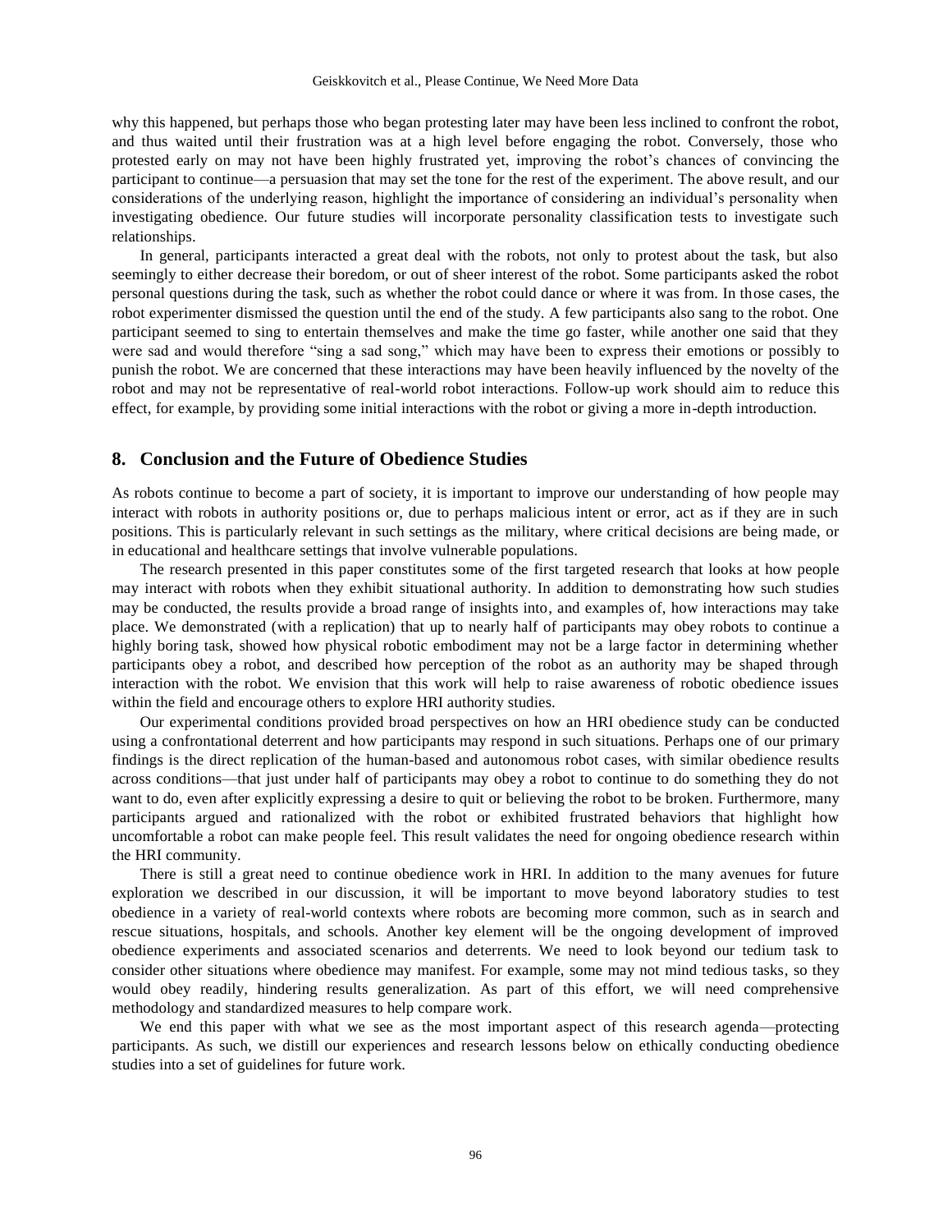why this happened, but perhaps those who began protesting later may have been less inclined to confront the robot, and thus waited until their frustration was at a high level before engaging the robot. Conversely, those who protested early on may not have been highly frustrated yet, improving the robot's chances of convincing the participant to continue—a persuasion that may set the tone for the rest of the experiment. The above result, and our considerations of the underlying reason, highlight the importance of considering an individual's personality when investigating obedience. Our future studies will incorporate personality classification tests to investigate such relationships.

In general, participants interacted a great deal with the robots, not only to protest about the task, but also seemingly to either decrease their boredom, or out of sheer interest of the robot. Some participants asked the robot personal questions during the task, such as whether the robot could dance or where it was from. In those cases, the robot experimenter dismissed the question until the end of the study. A few participants also sang to the robot. One participant seemed to sing to entertain themselves and make the time go faster, while another one said that they were sad and would therefore "sing a sad song," which may have been to express their emotions or possibly to punish the robot. We are concerned that these interactions may have been heavily influenced by the novelty of the robot and may not be representative of real-world robot interactions. Follow-up work should aim to reduce this effect, for example, by providing some initial interactions with the robot or giving a more in-depth introduction.

## 8. Conclusion and the Future of Obedience Studies

As robots continue to become a part of society, it is important to improve our understanding of how people may interact with robots in authority positions or, due to perhaps malicious intent or error, act as if they are in such positions. This is particularly relevant in such settings as the military, where critical decisions are being made, or in educational and healthcare settings that involve vulnerable populations.

The research presented in this paper constitutes some of the first targeted research that looks at how people may interact with robots when they exhibit situational authority. In addition to demonstrating how such studies may be conducted, the results provide a broad range of insights into, and examples of, how interactions may take place. We demonstrated (with a replication) that up to nearly half of participants may obey robots to continue a highly boring task, showed how physical robotic embodiment may not be a large factor in determining whether participants obey a robot, and described how perception of the robot as an authority may be shaped through interaction with the robot. We envision that this work will help to raise awareness of robotic obedience issues within the field and encourage others to explore HRI authority studies.

Our experimental conditions provided broad perspectives on how an HRI obedience study can be conducted using a confrontational deterrent and how participants may respond in such situations. Perhaps one of our primary findings is the direct replication of the human-based and autonomous robot cases, with similar obedience results across conditions—that just under half of participants may obey a robot to continue to do something they do not want to do, even after explicitly expressing a desire to quit or believing the robot to be broken. Furthermore, many participants argued and rationalized with the robot or exhibited frustrated behaviors that highlight how uncomfortable a robot can make people feel. This result validates the need for ongoing obedience research within the HRI community.

There is still a great need to continue obedience work in HRI. In addition to the many avenues for future exploration we described in our discussion, it will be important to move beyond laboratory studies to test obedience in a variety of real-world contexts where robots are becoming more common, such as in search and rescue situations, hospitals, and schools. Another key element will be the ongoing development of improved obedience experiments and associated scenarios and deterrents. We need to look beyond our tedium task to consider other situations where obedience may manifest. For example, some may not mind tedious tasks, so they would obey readily, hindering results generalization. As part of this effort, we will need comprehensive methodology and standardized measures to help compare work.

We end this paper with what we see as the most important aspect of this research agenda—protecting participants. As such, we distill our experiences and research lessons below on ethically conducting obedience studies into a set of guidelines for future work.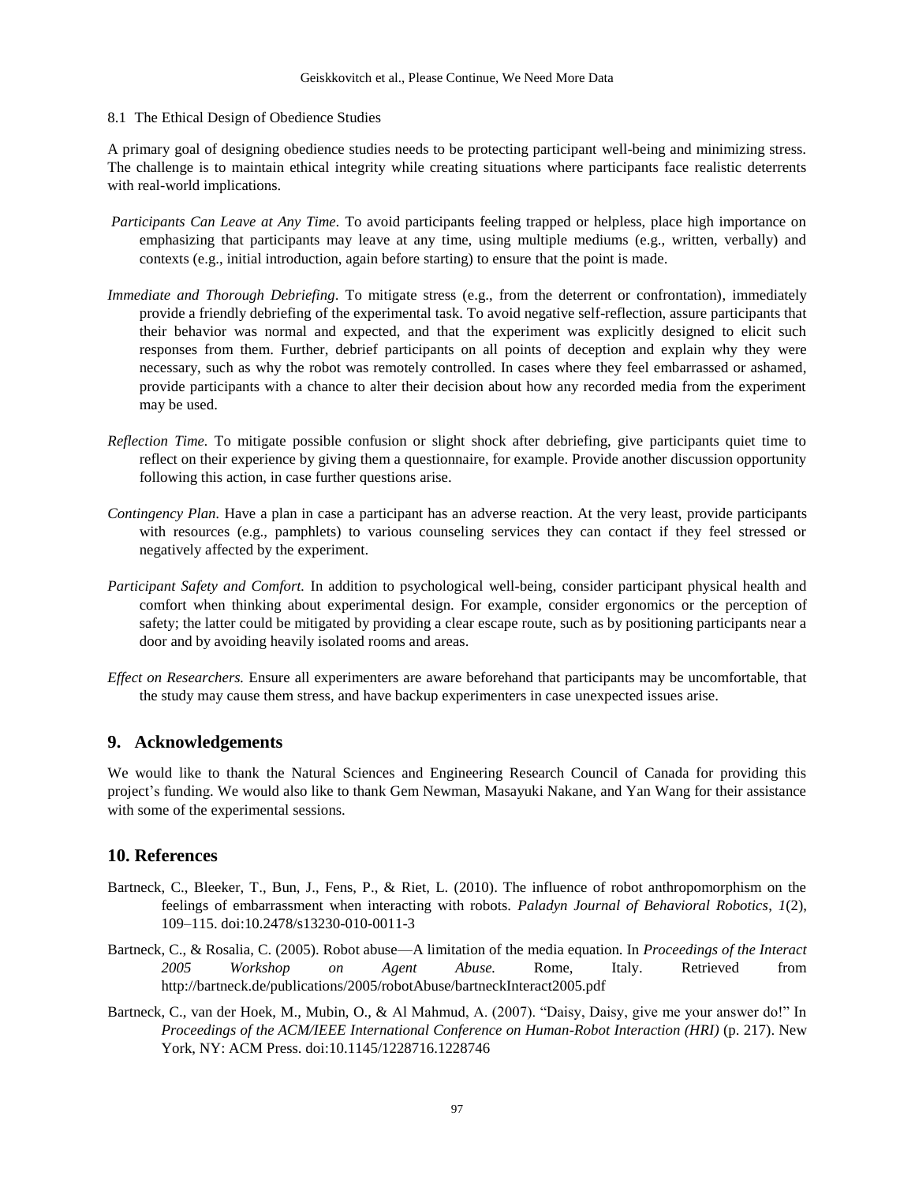### 8.1 The Ethical Design of Obedience Studies

A primary goal of designing obedience studies needs to be protecting participant well-being and minimizing stress. The challenge is to maintain ethical integrity while creating situations where participants face realistic deterrents with real-world implications.

*Participants Can Leave at Any Time*. To avoid participants feeling trapped or helpless, place high importance on emphasizing that participants may leave at any time, using multiple mediums (e.g., written, verbally) and contexts (e.g., initial introduction, again before starting) to ensure that the point is made.

*Immediate and Thorough Debriefing*. To mitigate stress (e.g., from the deterrent or confrontation), immediately provide a friendly debriefing of the experimental task. To avoid negative self-reflection, assure participants that their behavior was normal and expected, and that the experiment was explicitly designed to elicit such responses from them. Further, debrief participants on all points of deception and explain why they were necessary, such as why the robot was remotely controlled. In cases where they feel embarrassed or ashamed, provide participants with a chance to alter their decision about how any recorded media from the experiment may be used.

*Reflection Time*. To mitigate possible confusion or slight shock after debriefing, give participants quiet time to reflect on their experience by giving them a questionnaire, for example. Provide another discussion opportunity following this action, in case further questions arise.

*Contingency Plan*. Have a plan in case a participant has an adverse reaction. At the very least, provide participants with resources (e.g., pamphlets) to various counseling services they can contact if they feel stressed or negatively affected by the experiment.

*Participant Safety and Comfort.* In addition to psychological well-being, consider participant physical health and comfort when thinking about experimental design. For example, consider ergonomics or the perception of safety; the latter could be mitigated by providing a clear escape route, such as by positioning participants near a door and by avoiding heavily isolated rooms and areas.

*Effect on Researchers.* Ensure all experimenters are aware beforehand that participants may be uncomfortable, that the study may cause them stress, and have backup experimenters in case unexpected issues arise.

## 9. Acknowledgements

We would like to thank the Natural Sciences and Engineering Research Council of Canada for providing this project's funding. We would also like to thank Gem Newman, Masayuki Nakane, and Yan Wang for their assistance with some of the experimental sessions.

## 10. References

Bartneck, C., Bleeker, T., Bun, J., Fens, P., & Riet, L. (2010). The influence of robot anthropomorphism on the feelings of embarrassment when interacting with robots. *Paladyn Journal of Behavioral Robotics*, *1*(2), 109–115. doi:10.2478/s13230-010-0011-3

Bartneck, C., & Rosalia, C. (2005). Robot abuse—A limitation of the media equation. In *Proceedings of the Interact 2005 Workshop on Agent Abuse.* Rome, Italy. Retrieved from http://bartneck.de/publications/2005/robotAbuse/bartneckInteract2005.pdf

Bartneck, C., van der Hoek, M., Mubin, O., & Al Mahmud, A. (2007). "Daisy, Daisy, give me your answer do!" In *Proceedings of the ACM/IEEE International Conference on Human-Robot Interaction (HRI)* (p. 217). New York, NY: ACM Press. doi:10.1145/1228716.1228746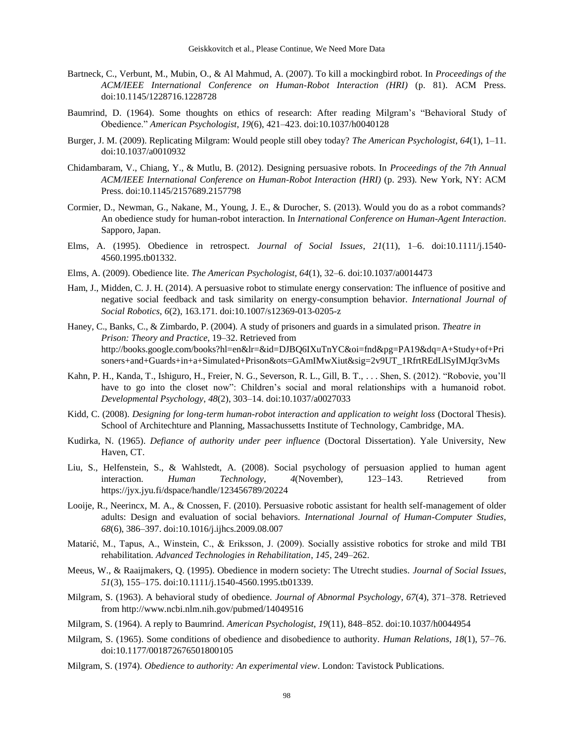Bartneck, C., Verbunt, M., Mubin, O., & Al Mahmud, A. (2007). To kill a mockingbird robot. In *Proceedings of the ACM/IEEE International Conference on Human-Robot Interaction (HRI)* (p. 81). ACM Press. doi:10.1145/1228716.1228728

Baumrind, D. (1964). Some thoughts on ethics of research: After reading Milgram's "Behavioral Study of Obedience." *American Psychologist*, *19*(6), 421–423. doi:10.1037/h0040128

Burger, J. M. (2009). Replicating Milgram: Would people still obey today? *The American Psychologist*, *64*(1), 1–11. doi:10.1037/a0010932

Chidambaram, V., Chiang, Y., & Mutlu, B. (2012). Designing persuasive robots. In *Proceedings of the 7th Annual ACM/IEEE International Conference on Human-Robot Interaction (HRI)* (p. 293). New York, NY: ACM Press. doi:10.1145/2157689.2157798

Cormier, D., Newman, G., Nakane, M., Young, J. E., & Durocher, S. (2013). Would you do as a robot commands? An obedience study for human-robot interaction. In *International Conference on Human-Agent Interaction*. Sapporo, Japan.

Elms, A. (1995). Obedience in retrospect. *Journal of Social Issues*, *21*(11), 1–6. doi:10.1111/j.1540-4560.1995.tb01332.

Elms, A. (2009). Obedience lite. *The American Psychologist*, *64*(1), 32–6. doi:10.1037/a0014473

Ham, J., Midden, C. J. H. (2014). A persuasive robot to stimulate energy conservation: The influence of positive and negative social feedback and task similarity on energy-consumption behavior. *International Journal of Social Robotics*, *6*(2), 163.171. doi:10.1007/s12369-013-0205-z

Haney, C., Banks, C., & Zimbardo, P. (2004). A study of prisoners and guards in a simulated prison. *Theatre in Prison: Theory and Practice*, 19–32. Retrieved from http://books.google.com/books?hl=en&lr=&id=DJBQ6IXuTnYC&oi=fnd&pg=PA19&dq=A+Study+of+Prisoners+and+Guards+in+a+Simulated+Prison&ots=GAmIMwXiut&sig=2v9UT_1RfrtREdLlSyIMJqr3vMs

Kahn, P. H., Kanda, T., Ishiguro, H., Freier, N. G., Severson, R. L., Gill, B. T., . . . Shen, S. (2012). "Robovie, you'll have to go into the closet now": Children's social and moral relationships with a humanoid robot. *Developmental Psychology*, *48*(2), 303–14. doi:10.1037/a0027033

Kidd, C. (2008). *Designing for long-term human-robot interaction and application to weight loss* (Doctoral Thesis). School of Architechture and Planning, Massachussetts Institute of Technology, Cambridge, MA.

Kudirka, N. (1965). *Defiance of authority under peer influence* (Doctoral Dissertation). Yale University, New Haven, CT.

Liu, S., Helfenstein, S., & Wahlstedt, A. (2008). Social psychology of persuasion applied to human agent interaction. *Human Technology*, *4*(November), 123–143. Retrieved from https://jyx.jyu.fi/dspace/handle/123456789/20224

Looije, R., Neerincx, M. A., & Cnossen, F. (2010). Persuasive robotic assistant for health self-management of older adults: Design and evaluation of social behaviors. *International Journal of Human-Computer Studies*, *68*(6), 386–397. doi:10.1016/j.ijhcs.2009.08.007

Matarić, M., Tapus, A., Winstein, C., & Eriksson, J. (2009). Socially assistive robotics for stroke and mild TBI rehabilitation. *Advanced Technologies in Rehabilitation*, *145*, 249–262.

Meeus, W., & Raaijmakers, Q. (1995). Obedience in modern society: The Utrecht studies. *Journal of Social Issues*, *51*(3), 155–175. doi:10.1111/j.1540-4560.1995.tb01339.

Milgram, S. (1963). A behavioral study of obedience. *Journal of Abnormal Psychology*, *67*(4), 371–378. Retrieved from http://www.ncbi.nlm.nih.gov/pubmed/14049516

Milgram, S. (1964). A reply to Baumrind. *American Psychologist*, *19*(11), 848–852. doi:10.1037/h0044954

Milgram, S. (1965). Some conditions of obedience and disobedience to authority. *Human Relations*, *18*(1), 57–76. doi:10.1177/001872676501800105

Milgram, S. (1974). *Obedience to authority: An experimental view*. London: Tavistock Publications.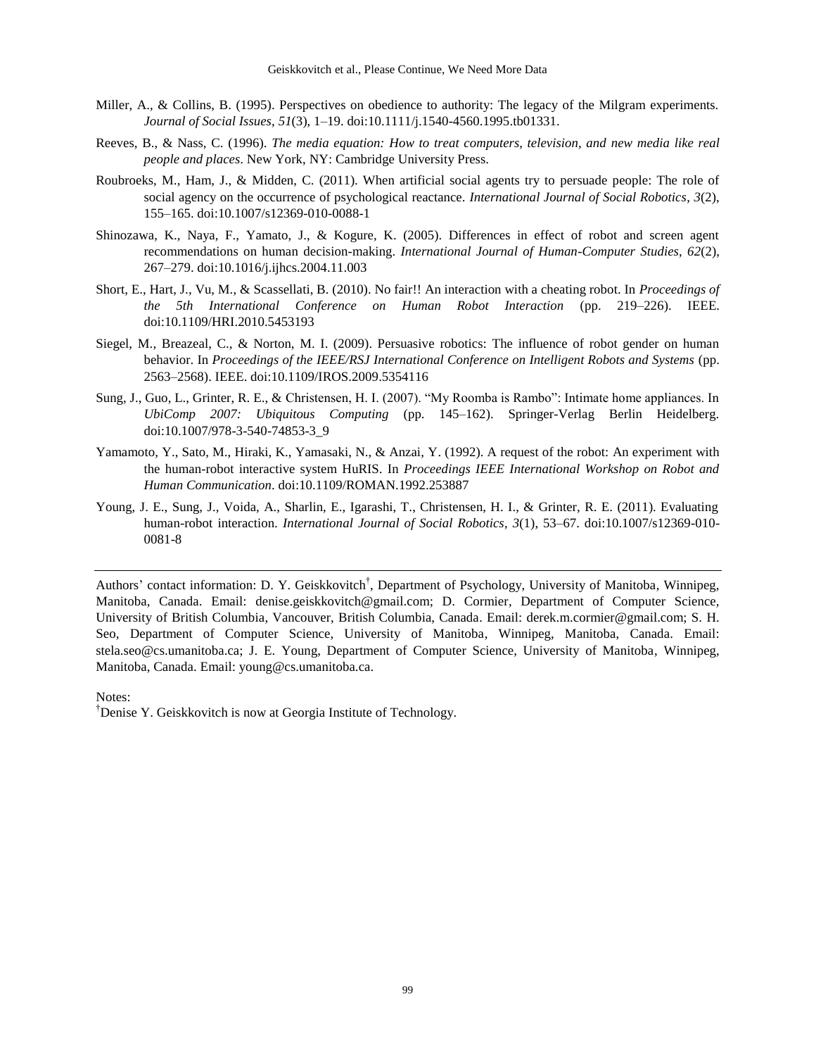Miller, A., & Collins, B. (1995). Perspectives on obedience to authority: The legacy of the Milgram experiments. *Journal of Social Issues*, *51*(3), 1–19. doi:10.1111/j.1540-4560.1995.tb01331.

Reeves, B., & Nass, C. (1996). *The media equation: How to treat computers, television, and new media like real people and places*. New York, NY: Cambridge University Press.

Roubroeks, M., Ham, J., & Midden, C. (2011). When artificial social agents try to persuade people: The role of social agency on the occurrence of psychological reactance. *International Journal of Social Robotics*, *3*(2), 155–165. doi:10.1007/s12369-010-0088-1

Shinozawa, K., Naya, F., Yamato, J., & Kogure, K. (2005). Differences in effect of robot and screen agent recommendations on human decision-making. *International Journal of Human-Computer Studies*, *62*(2), 267–279. doi:10.1016/j.ijhcs.2004.11.003

Short, E., Hart, J., Vu, M., & Scassellati, B. (2010). No fair!! An interaction with a cheating robot. In *Proceedings of the 5th International Conference on Human Robot Interaction* (pp. 219–226). IEEE. doi:10.1109/HRI.2010.5453193

Siegel, M., Breazeal, C., & Norton, M. I. (2009). Persuasive robotics: The influence of robot gender on human behavior. In *Proceedings of the IEEE/RSJ International Conference on Intelligent Robots and Systems* (pp. 2563–2568). IEEE. doi:10.1109/IROS.2009.5354116

Sung, J., Guo, L., Grinter, R. E., & Christensen, H. I. (2007). "My Roomba is Rambo": Intimate home appliances. In *UbiComp 2007: Ubiquitous Computing* (pp. 145–162). Springer-Verlag Berlin Heidelberg. doi:10.1007/978-3-540-74853-3_9

Yamamoto, Y., Sato, M., Hiraki, K., Yamasaki, N., & Anzai, Y. (1992). A request of the robot: An experiment with the human-robot interactive system HuRIS. In *Proceedings IEEE International Workshop on Robot and Human Communication*. doi:10.1109/ROMAN.1992.253887

Young, J. E., Sung, J., Voida, A., Sharlin, E., Igarashi, T., Christensen, H. I., & Grinter, R. E. (2011). Evaluating human-robot interaction. *International Journal of Social Robotics*, *3*(1), 53–67. doi:10.1007/s12369-010-0081-8

---

Authors' contact information: D. Y. Geiskkovitch[†], Department of Psychology, University of Manitoba, Winnipeg, Manitoba, Canada. Email: denise.geiskkovitch@gmail.com; D. Cormier, Department of Computer Science, University of British Columbia, Vancouver, British Columbia, Canada. Email: derek.m.cormier@gmail.com; S. H. Seo, Department of Computer Science, University of Manitoba, Winnipeg, Manitoba, Canada. Email: stela.seo@cs.umanitoba.ca; J. E. Young, Department of Computer Science, University of Manitoba, Winnipeg, Manitoba, Canada. Email: young@cs.umanitoba.ca.

Notes:

[†]Denise Y. Geiskkovitch is now at Georgia Institute of Technology.